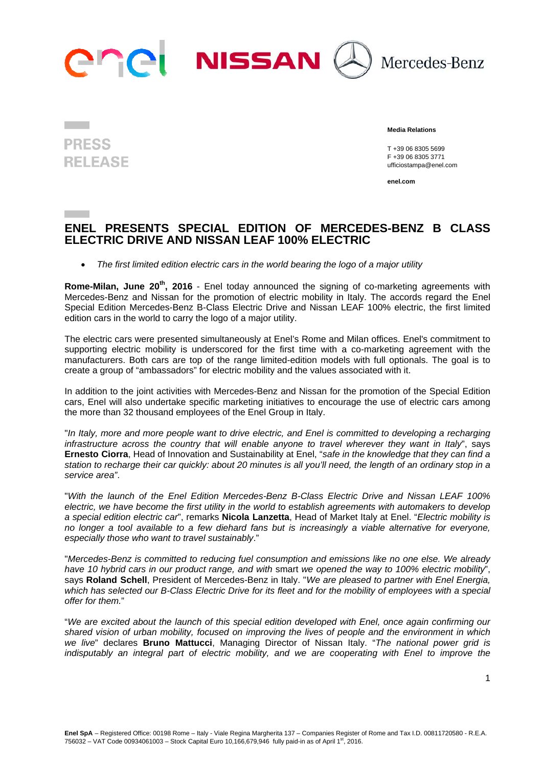**PRESS RELEASE**

**Media Relations**

T +39 06 8305 5699
F +39 06 8305 3771
ufficiostampa@enel.com

**enel.com**

# ENEL PRESENTS SPECIAL EDITION OF MERCEDES-BENZ B CLASS ELECTRIC DRIVE AND NISSAN LEAF 100% ELECTRIC

- *The first limited edition electric cars in the world bearing the logo of a major utility*

**Rome-Milan, June 20th, 2016** - Enel today announced the signing of co-marketing agreements with Mercedes-Benz and Nissan for the promotion of electric mobility in Italy. The accords regard the Enel Special Edition Mercedes-Benz B-Class Electric Drive and Nissan LEAF 100% electric, the first limited edition cars in the world to carry the logo of a major utility.

The electric cars were presented simultaneously at Enel's Rome and Milan offices. Enel's commitment to supporting electric mobility is underscored for the first time with a co-marketing agreement with the manufacturers. Both cars are top of the range limited-edition models with full optionals. The goal is to create a group of "ambassadors" for electric mobility and the values associated with it.

In addition to the joint activities with Mercedes-Benz and Nissan for the promotion of the Special Edition cars, Enel will also undertake specific marketing initiatives to encourage the use of electric cars among the more than 32 thousand employees of the Enel Group in Italy.

"*In Italy, more and more people want to drive electric, and Enel is committed to developing a recharging infrastructure across the country that will enable anyone to travel wherever they want in Italy*", says **Ernesto Ciorra**, Head of Innovation and Sustainability at Enel, "*safe in the knowledge that they can find a station to recharge their car quickly: about 20 minutes is all you'll need, the length of an ordinary stop in a service area"*.

"*With the launch of the Enel Edition Mercedes-Benz B-Class Electric Drive and Nissan LEAF 100% electric, we have become the first utility in the world to establish agreements with automakers to develop a special edition electric car*", remarks **Nicola Lanzetta**, Head of Market Italy at Enel. "*Electric mobility is no longer a tool available to a few diehard fans but is increasingly a viable alternative for everyone, especially those who want to travel sustainably*."

"*Mercedes-Benz is committed to reducing fuel consumption and emissions like no one else. We already have 10 hybrid cars in our product range, and with* smart *we opened the way to 100% electric mobility*", says **Roland Schell**, President of Mercedes-Benz in Italy. "*We are pleased to partner with Enel Energia, which has selected our B-Class Electric Drive for its fleet and for the mobility of employees with a special offer for them.*"

"*We are excited about the launch of this special edition developed with Enel, once again confirming our shared vision of urban mobility, focused on improving the lives of people and the environment in which we live*" declares **Bruno Mattucci**, Managing Director of Nissan Italy. "*The national power grid is indisputably an integral part of electric mobility, and we are cooperating with Enel to improve the*

**Enel SpA** – Registered Office: 00198 Rome – Italy - Viale Regina Margherita 137 – Companies Register of Rome and Tax I.D. 00811720580 - R.E.A. 756032 – VAT Code 00934061003 – Stock Capital Euro 10,166,679,946 fully paid-in as of April 1st, 2016.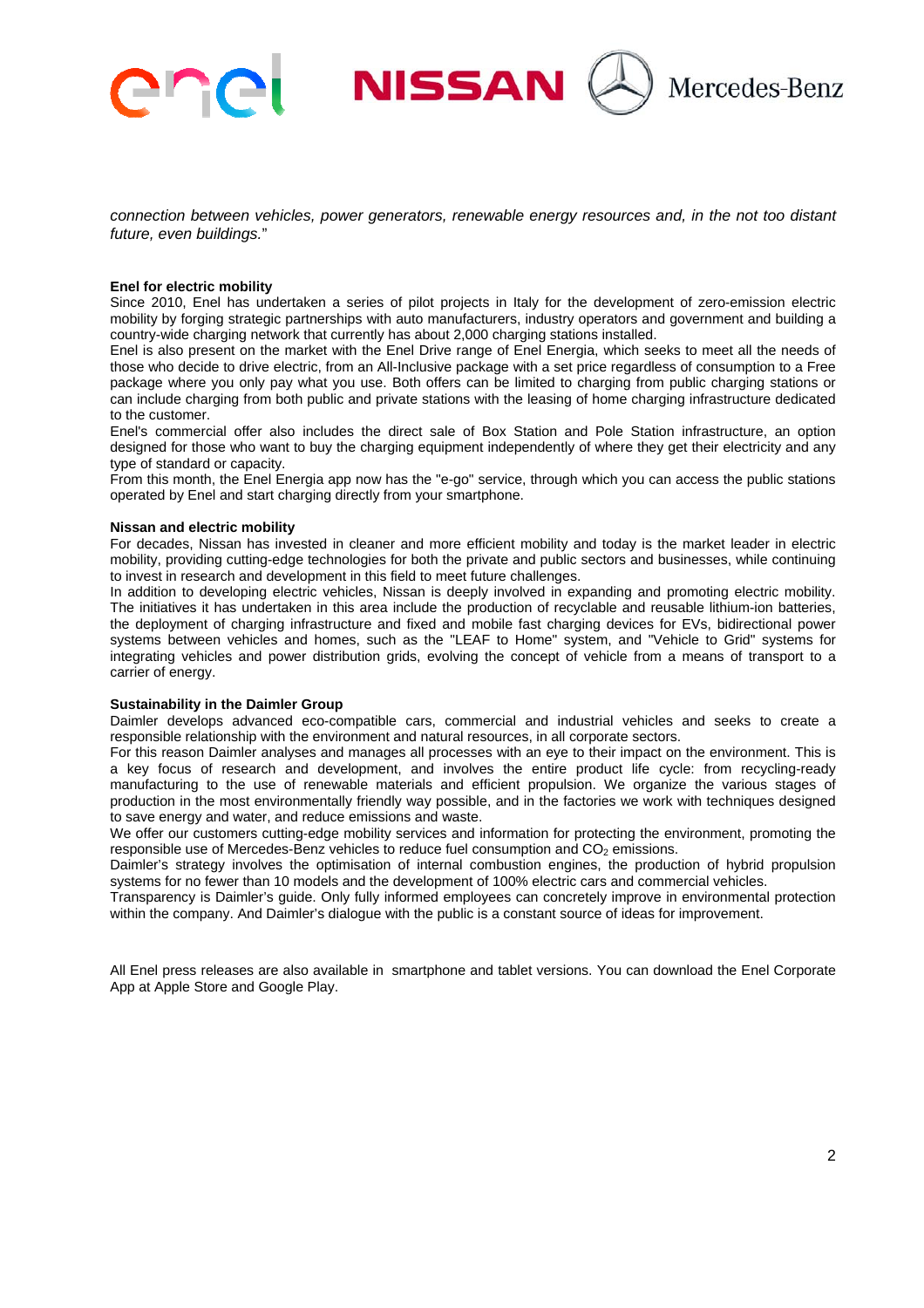*connection between vehicles, power generators, renewable energy resources and, in the not too distant future, even buildings.*"

**Enel for electric mobility**

Since 2010, Enel has undertaken a series of pilot projects in Italy for the development of zero-emission electric mobility by forging strategic partnerships with auto manufacturers, industry operators and government and building a country-wide charging network that currently has about 2,000 charging stations installed.

Enel is also present on the market with the Enel Drive range of Enel Energia, which seeks to meet all the needs of those who decide to drive electric, from an All-Inclusive package with a set price regardless of consumption to a Free package where you only pay what you use. Both offers can be limited to charging from public charging stations or can include charging from both public and private stations with the leasing of home charging infrastructure dedicated to the customer.

Enel's commercial offer also includes the direct sale of Box Station and Pole Station infrastructure, an option designed for those who want to buy the charging equipment independently of where they get their electricity and any type of standard or capacity.

From this month, the Enel Energia app now has the "e-go" service, through which you can access the public stations operated by Enel and start charging directly from your smartphone.

**Nissan and electric mobility**

For decades, Nissan has invested in cleaner and more efficient mobility and today is the market leader in electric mobility, providing cutting-edge technologies for both the private and public sectors and businesses, while continuing to invest in research and development in this field to meet future challenges.

In addition to developing electric vehicles, Nissan is deeply involved in expanding and promoting electric mobility. The initiatives it has undertaken in this area include the production of recyclable and reusable lithium-ion batteries, the deployment of charging infrastructure and fixed and mobile fast charging devices for EVs, bidirectional power systems between vehicles and homes, such as the "LEAF to Home" system, and "Vehicle to Grid" systems for integrating vehicles and power distribution grids, evolving the concept of vehicle from a means of transport to a carrier of energy.

**Sustainability in the Daimler Group**

Daimler develops advanced eco-compatible cars, commercial and industrial vehicles and seeks to create a responsible relationship with the environment and natural resources, in all corporate sectors.

For this reason Daimler analyses and manages all processes with an eye to their impact on the environment. This is a key focus of research and development, and involves the entire product life cycle: from recycling-ready manufacturing to the use of renewable materials and efficient propulsion. We organize the various stages of production in the most environmentally friendly way possible, and in the factories we work with techniques designed to save energy and water, and reduce emissions and waste.

We offer our customers cutting-edge mobility services and information for protecting the environment, promoting the responsible use of Mercedes-Benz vehicles to reduce fuel consumption and $CO_2$ emissions.

Daimler's strategy involves the optimisation of internal combustion engines, the production of hybrid propulsion systems for no fewer than 10 models and the development of 100% electric cars and commercial vehicles.

Transparency is Daimler's guide. Only fully informed employees can concretely improve in environmental protection within the company. And Daimler's dialogue with the public is a constant source of ideas for improvement.

All Enel press releases are also available in smartphone and tablet versions. You can download the Enel Corporate App at Apple Store and Google Play.